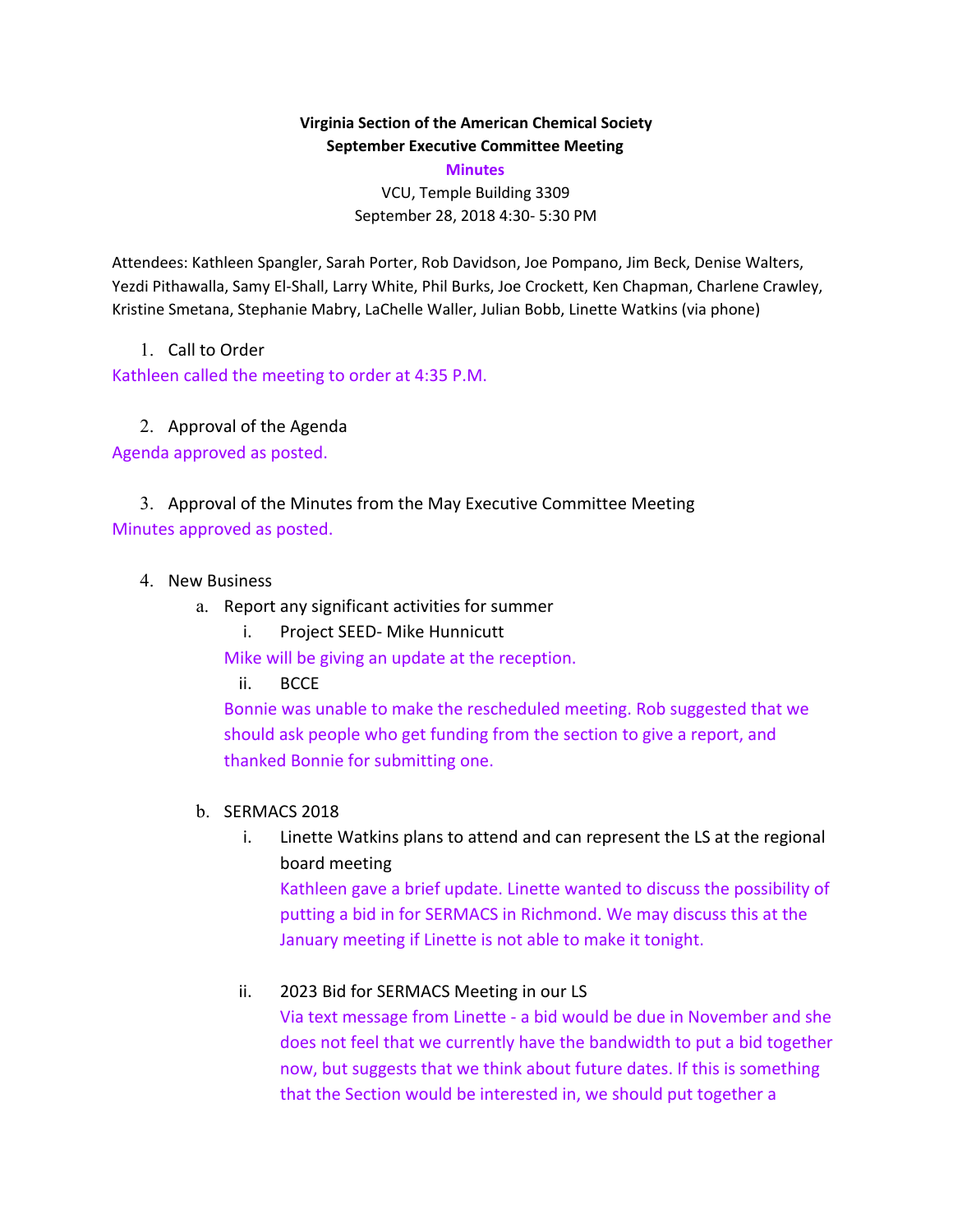**Virginia Section of the American Chemical Society**
**September Executive Committee Meeting**
**Minutes**
VCU, Temple Building 3309
September 28, 2018 4:30- 5:30 PM

Attendees: Kathleen Spangler, Sarah Porter, Rob Davidson, Joe Pompano, Jim Beck, Denise Walters, Yezdi Pithawalla, Samy El-Shall, Larry White, Phil Burks, Joe Crockett, Ken Chapman, Charlene Crawley, Kristine Smetana, Stephanie Mabry, LaChelle Waller, Julian Bobb, Linette Watkins (via phone)

1. Call to Order

Kathleen called the meeting to order at 4:35 P.M.

2. Approval of the Agenda

Agenda approved as posted.

3. Approval of the Minutes from the May Executive Committee Meeting

Minutes approved as posted.

4. New Business
   a. Report any significant activities for summer
      i. Project SEED- Mike Hunnicutt

      Mike will be giving an update at the reception.

      ii. BCCE

      Bonnie was unable to make the rescheduled meeting. Rob suggested that we should ask people who get funding from the section to give a report, and thanked Bonnie for submitting one.

   b. SERMACS 2018
      i. Linette Watkins plans to attend and can represent the LS at the regional board meeting

      Kathleen gave a brief update. Linette wanted to discuss the possibility of putting a bid in for SERMACS in Richmond. We may discuss this at the January meeting if Linette is not able to make it tonight.

      ii. 2023 Bid for SERMACS Meeting in our LS

      Via text message from Linette - a bid would be due in November and she does not feel that we currently have the bandwidth to put a bid together now, but suggests that we think about future dates. If this is something that the Section would be interested in, we should put together a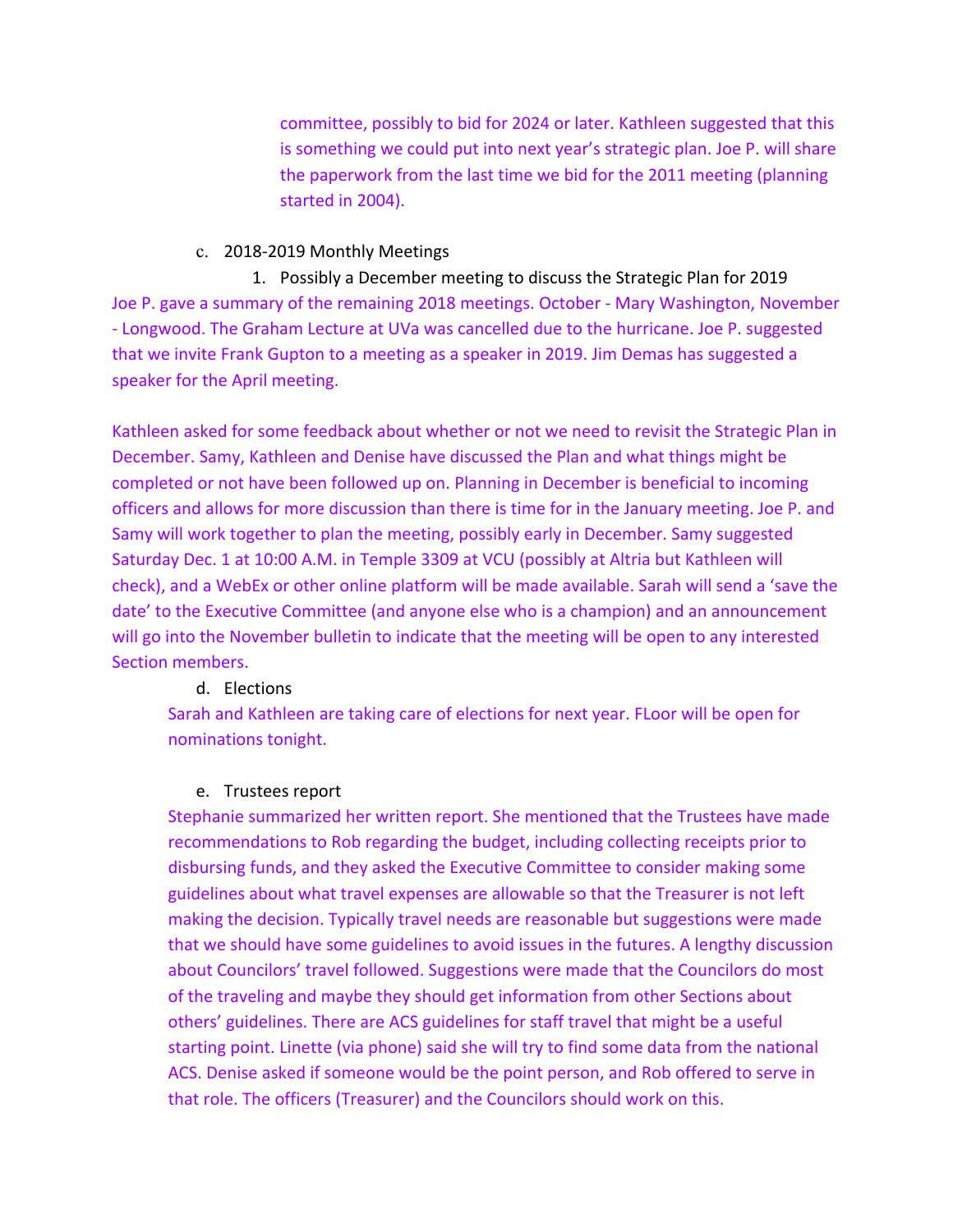committee, possibly to bid for 2024 or later. Kathleen suggested that this is something we could put into next year's strategic plan. Joe P. will share the paperwork from the last time we bid for the 2011 meeting (planning started in 2004).

c. 2018-2019 Monthly Meetings

1. Possibly a December meeting to discuss the Strategic Plan for 2019

Joe P. gave a summary of the remaining 2018 meetings. October - Mary Washington, November - Longwood. The Graham Lecture at UVa was cancelled due to the hurricane. Joe P. suggested that we invite Frank Gupton to a meeting as a speaker in 2019. Jim Demas has suggested a speaker for the April meeting.

Kathleen asked for some feedback about whether or not we need to revisit the Strategic Plan in December. Samy, Kathleen and Denise have discussed the Plan and what things might be completed or not have been followed up on. Planning in December is beneficial to incoming officers and allows for more discussion than there is time for in the January meeting. Joe P. and Samy will work together to plan the meeting, possibly early in December. Samy suggested Saturday Dec. 1 at 10:00 A.M. in Temple 3309 at VCU (possibly at Altria but Kathleen will check), and a WebEx or other online platform will be made available. Sarah will send a 'save the date' to the Executive Committee (and anyone else who is a champion) and an announcement will go into the November bulletin to indicate that the meeting will be open to any interested Section members.

d. Elections

Sarah and Kathleen are taking care of elections for next year. FLoor will be open for nominations tonight.

e. Trustees report

Stephanie summarized her written report. She mentioned that the Trustees have made recommendations to Rob regarding the budget, including collecting receipts prior to disbursing funds, and they asked the Executive Committee to consider making some guidelines about what travel expenses are allowable so that the Treasurer is not left making the decision. Typically travel needs are reasonable but suggestions were made that we should have some guidelines to avoid issues in the futures. A lengthy discussion about Councilors' travel followed. Suggestions were made that the Councilors do most of the traveling and maybe they should get information from other Sections about others' guidelines. There are ACS guidelines for staff travel that might be a useful starting point. Linette (via phone) said she will try to find some data from the national ACS. Denise asked if someone would be the point person, and Rob offered to serve in that role. The officers (Treasurer) and the Councilors should work on this.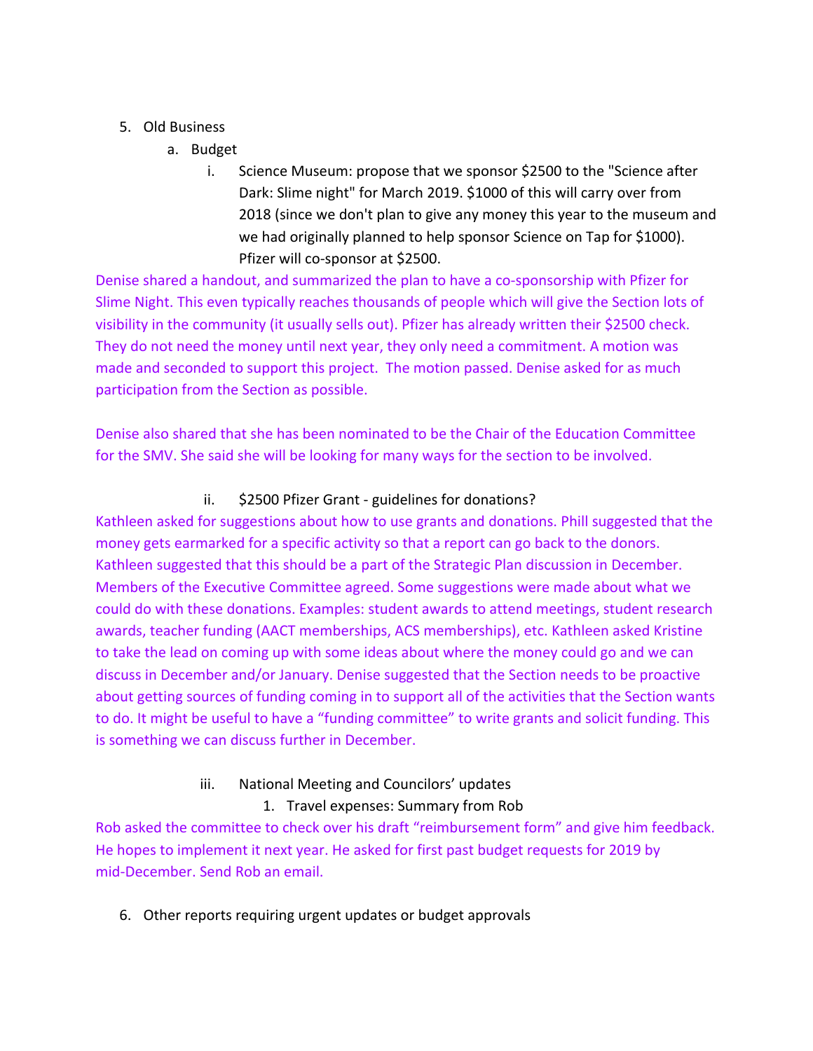5. Old Business
   a. Budget
      i. Science Museum: propose that we sponsor $2500 to the "Science after Dark: Slime night" for March 2019. $1000 of this will carry over from 2018 (since we don't plan to give any money this year to the museum and we had originally planned to help sponsor Science on Tap for $1000). Pfizer will co-sponsor at $2500.

Denise shared a handout, and summarized the plan to have a co-sponsorship with Pfizer for Slime Night. This even typically reaches thousands of people which will give the Section lots of visibility in the community (it usually sells out). Pfizer has already written their $2500 check. They do not need the money until next year, they only need a commitment. A motion was made and seconded to support this project. The motion passed. Denise asked for as much participation from the Section as possible.

Denise also shared that she has been nominated to be the Chair of the Education Committee for the SMV. She said she will be looking for many ways for the section to be involved.

      ii. $2500 Pfizer Grant - guidelines for donations?

Kathleen asked for suggestions about how to use grants and donations. Phill suggested that the money gets earmarked for a specific activity so that a report can go back to the donors. Kathleen suggested that this should be a part of the Strategic Plan discussion in December. Members of the Executive Committee agreed. Some suggestions were made about what we could do with these donations. Examples: student awards to attend meetings, student research awards, teacher funding (AACT memberships, ACS memberships), etc. Kathleen asked Kristine to take the lead on coming up with some ideas about where the money could go and we can discuss in December and/or January. Denise suggested that the Section needs to be proactive about getting sources of funding coming in to support all of the activities that the Section wants to do. It might be useful to have a "funding committee" to write grants and solicit funding. This is something we can discuss further in December.

      iii. National Meeting and Councilors' updates
         1. Travel expenses: Summary from Rob

Rob asked the committee to check over his draft "reimbursement form" and give him feedback. He hopes to implement it next year. He asked for first past budget requests for 2019 by mid-December. Send Rob an email.

6. Other reports requiring urgent updates or budget approvals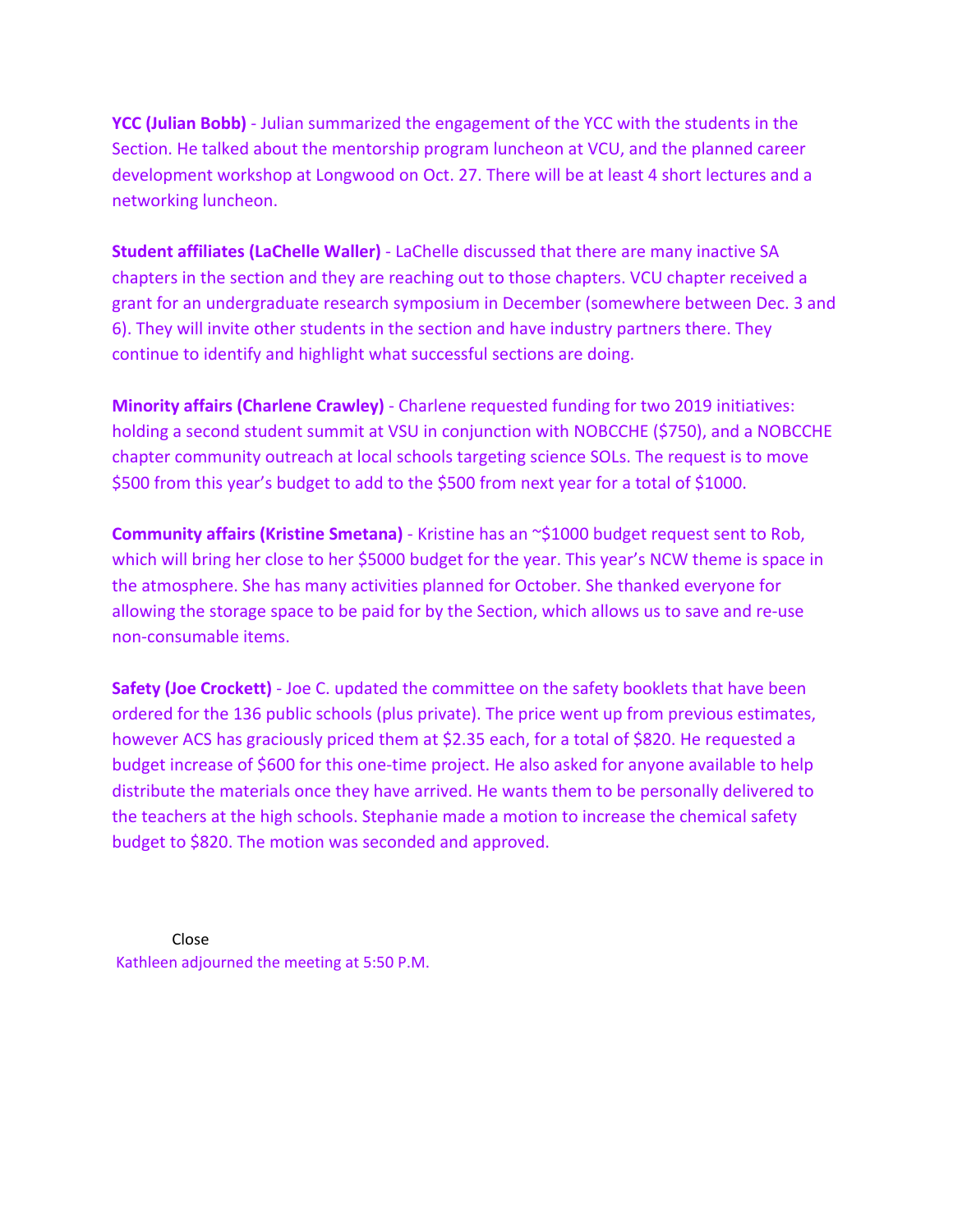**YCC (Julian Bobb)** - Julian summarized the engagement of the YCC with the students in the Section. He talked about the mentorship program luncheon at VCU, and the planned career development workshop at Longwood on Oct. 27. There will be at least 4 short lectures and a networking luncheon.

**Student affiliates (LaChelle Waller)** - LaChelle discussed that there are many inactive SA chapters in the section and they are reaching out to those chapters. VCU chapter received a grant for an undergraduate research symposium in December (somewhere between Dec. 3 and 6). They will invite other students in the section and have industry partners there. They continue to identify and highlight what successful sections are doing.

**Minority affairs (Charlene Crawley)** - Charlene requested funding for two 2019 initiatives: holding a second student summit at VSU in conjunction with NOBCCHE ($750), and a NOBCCHE chapter community outreach at local schools targeting science SOLs. The request is to move $500 from this year's budget to add to the $500 from next year for a total of $1000.

**Community affairs (Kristine Smetana)** - Kristine has an ~$1000 budget request sent to Rob, which will bring her close to her $5000 budget for the year. This year's NCW theme is space in the atmosphere. She has many activities planned for October. She thanked everyone for allowing the storage space to be paid for by the Section, which allows us to save and re-use non-consumable items.

**Safety (Joe Crockett)** - Joe C. updated the committee on the safety booklets that have been ordered for the 136 public schools (plus private). The price went up from previous estimates, however ACS has graciously priced them at $2.35 each, for a total of $820. He requested a budget increase of $600 for this one-time project. He also asked for anyone available to help distribute the materials once they have arrived. He wants them to be personally delivered to the teachers at the high schools. Stephanie made a motion to increase the chemical safety budget to $820. The motion was seconded and approved.

Close

Kathleen adjourned the meeting at 5:50 P.M.